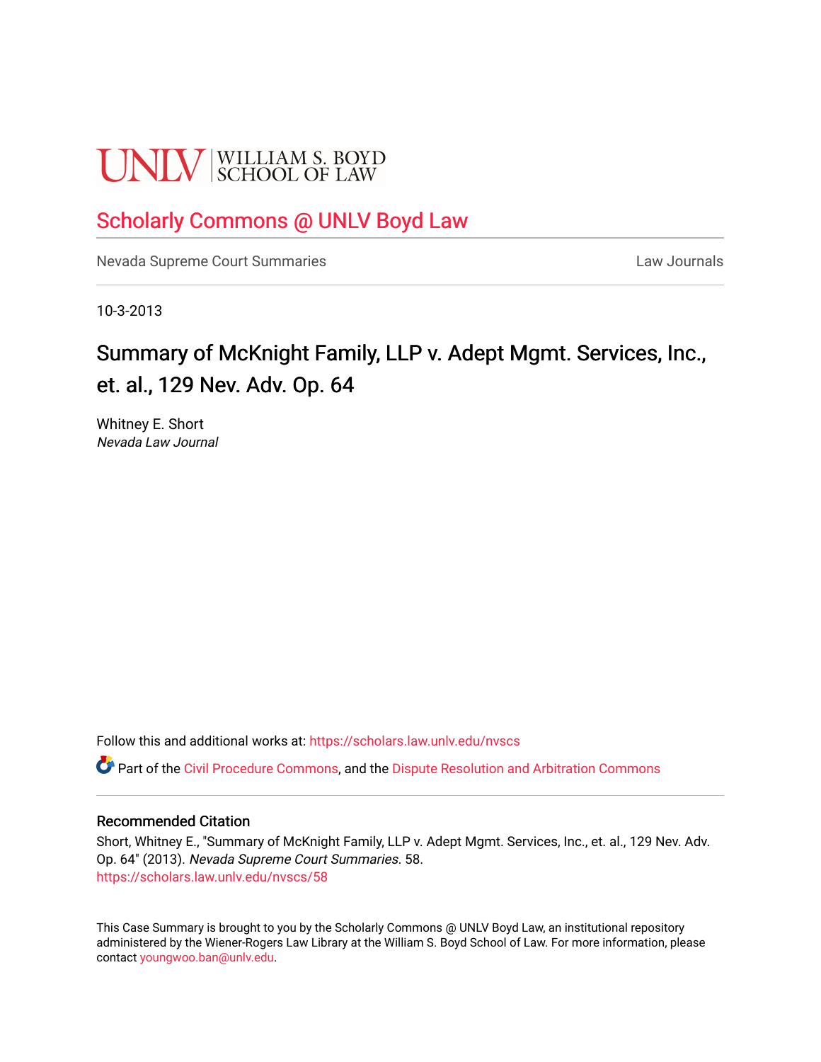UNLV | WILLIAM S. BOYD SCHOOL OF LAW

## Scholarly Commons @ UNLV Boyd Law

Nevada Supreme Court Summaries | Law Journals

10-3-2013

# Summary of McKnight Family, LLP v. Adept Mgmt. Services, Inc., et. al., 129 Nev. Adv. Op. 64

Whitney E. Short
*Nevada Law Journal*

Follow this and additional works at: https://scholars.law.unlv.edu/nvscs

Part of the Civil Procedure Commons, and the Dispute Resolution and Arbitration Commons

### Recommended Citation

Short, Whitney E., "Summary of McKnight Family, LLP v. Adept Mgmt. Services, Inc., et. al., 129 Nev. Adv. Op. 64" (2013). *Nevada Supreme Court Summaries*. 58.
https://scholars.law.unlv.edu/nvscs/58

This Case Summary is brought to you by the Scholarly Commons @ UNLV Boyd Law, an institutional repository administered by the Wiener-Rogers Law Library at the William S. Boyd School of Law. For more information, please contact youngwoo.ban@unlv.edu.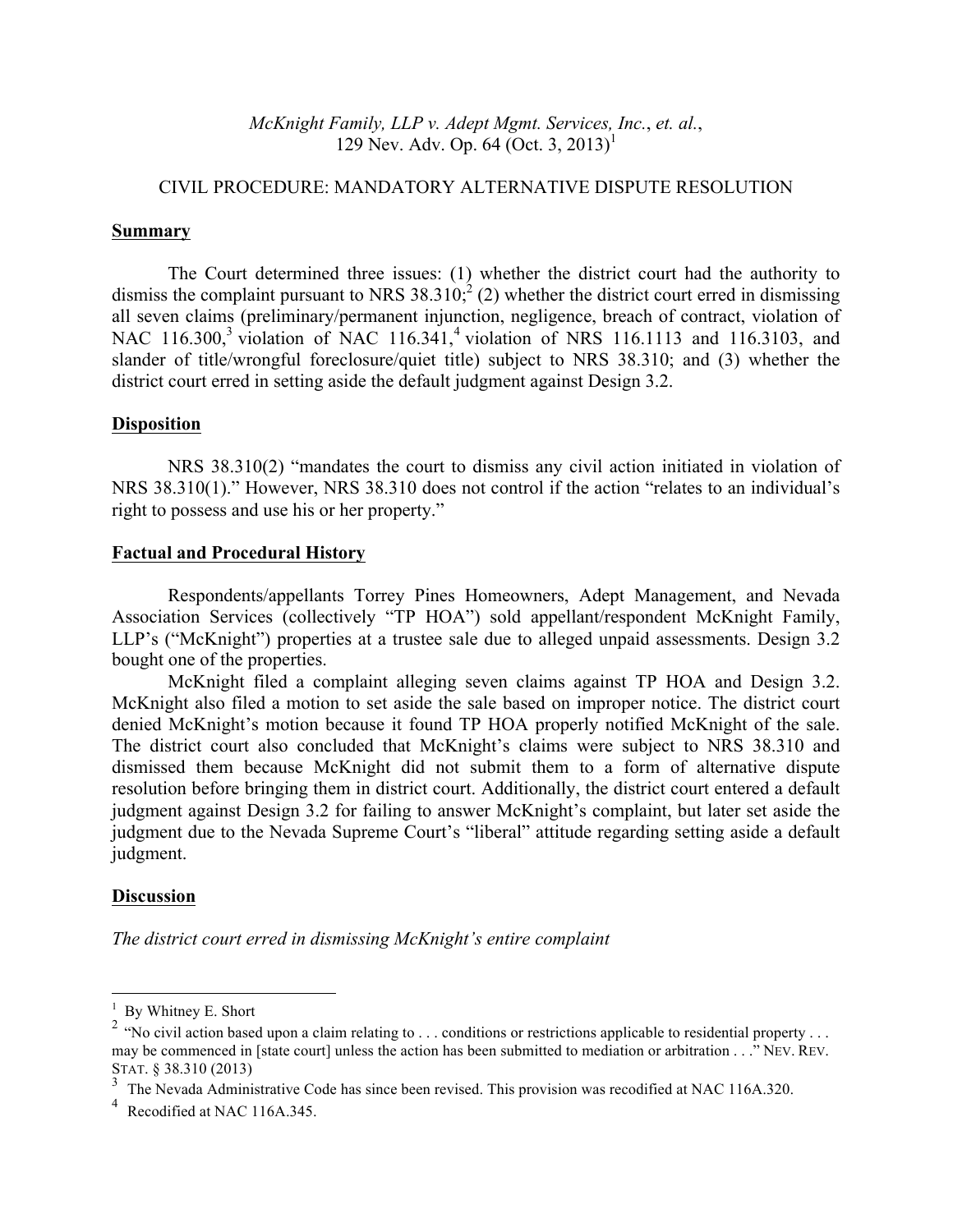*McKnight Family, LLP v. Adept Mgmt. Services, Inc.*, *et. al.*,
129 Nev. Adv. Op. 64 (Oct. 3, 2013)[1]

CIVIL PROCEDURE: MANDATORY ALTERNATIVE DISPUTE RESOLUTION

**Summary**

The Court determined three issues: (1) whether the district court had the authority to dismiss the complaint pursuant to NRS 38.310;[2] (2) whether the district court erred in dismissing all seven claims (preliminary/permanent injunction, negligence, breach of contract, violation of NAC 116.300,[3] violation of NAC 116.341,[4] violation of NRS 116.1113 and 116.3103, and slander of title/wrongful foreclosure/quiet title) subject to NRS 38.310; and (3) whether the district court erred in setting aside the default judgment against Design 3.2.

**Disposition**

NRS 38.310(2) "mandates the court to dismiss any civil action initiated in violation of NRS 38.310(1)." However, NRS 38.310 does not control if the action "relates to an individual's right to possess and use his or her property."

**Factual and Procedural History**

Respondents/appellants Torrey Pines Homeowners, Adept Management, and Nevada Association Services (collectively "TP HOA") sold appellant/respondent McKnight Family, LLP's ("McKnight") properties at a trustee sale due to alleged unpaid assessments. Design 3.2 bought one of the properties.

McKnight filed a complaint alleging seven claims against TP HOA and Design 3.2. McKnight also filed a motion to set aside the sale based on improper notice. The district court denied McKnight's motion because it found TP HOA properly notified McKnight of the sale. The district court also concluded that McKnight's claims were subject to NRS 38.310 and dismissed them because McKnight did not submit them to a form of alternative dispute resolution before bringing them in district court. Additionally, the district court entered a default judgment against Design 3.2 for failing to answer McKnight's complaint, but later set aside the judgment due to the Nevada Supreme Court's "liberal" attitude regarding setting aside a default judgment.

**Discussion**

*The district court erred in dismissing McKnight's entire complaint*

---

[1] By Whitney E. Short

[2] "No civil action based upon a claim relating to . . . conditions or restrictions applicable to residential property . . . may be commenced in [state court] unless the action has been submitted to mediation or arbitration . . ." NEV. REV. STAT. § 38.310 (2013)

[3] The Nevada Administrative Code has since been revised. This provision was recodified at NAC 116A.320.

[4] Recodified at NAC 116A.345.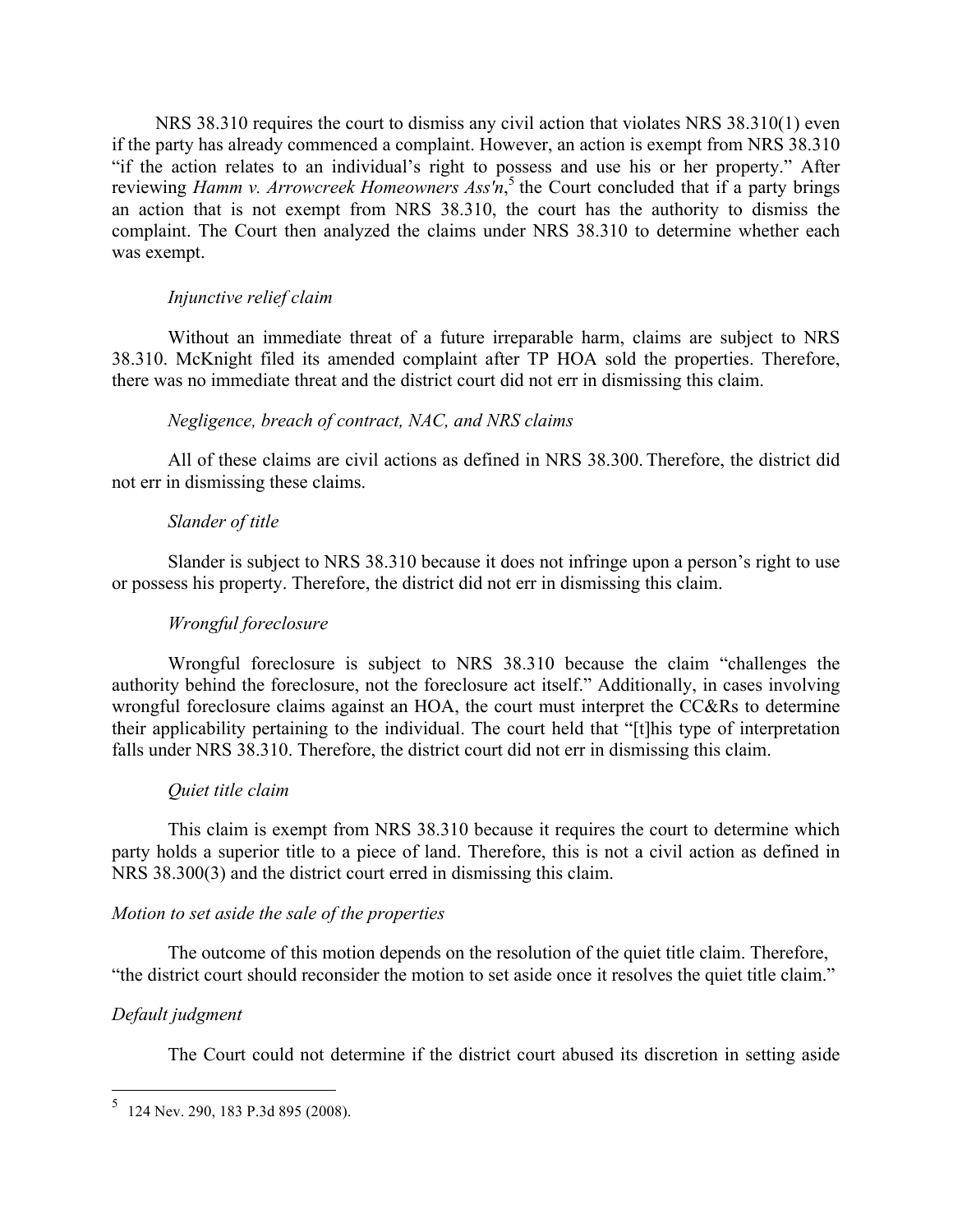NRS 38.310 requires the court to dismiss any civil action that violates NRS 38.310(1) even if the party has already commenced a complaint. However, an action is exempt from NRS 38.310 "if the action relates to an individual's right to possess and use his or her property." After reviewing *Hamm v. Arrowcreek Homeowners Ass'n*,[5] the Court concluded that if a party brings an action that is not exempt from NRS 38.310, the court has the authority to dismiss the complaint. The Court then analyzed the claims under NRS 38.310 to determine whether each was exempt.

*Injunctive relief claim*

Without an immediate threat of a future irreparable harm, claims are subject to NRS 38.310. McKnight filed its amended complaint after TP HOA sold the properties. Therefore, there was no immediate threat and the district court did not err in dismissing this claim.

*Negligence, breach of contract, NAC, and NRS claims*

All of these claims are civil actions as defined in NRS 38.300. Therefore, the district did not err in dismissing these claims.

*Slander of title*

Slander is subject to NRS 38.310 because it does not infringe upon a person's right to use or possess his property. Therefore, the district did not err in dismissing this claim.

*Wrongful foreclosure*

Wrongful foreclosure is subject to NRS 38.310 because the claim "challenges the authority behind the foreclosure, not the foreclosure act itself." Additionally, in cases involving wrongful foreclosure claims against an HOA, the court must interpret the CC&Rs to determine their applicability pertaining to the individual. The court held that "[t]his type of interpretation falls under NRS 38.310. Therefore, the district court did not err in dismissing this claim.

*Quiet title claim*

This claim is exempt from NRS 38.310 because it requires the court to determine which party holds a superior title to a piece of land. Therefore, this is not a civil action as defined in NRS 38.300(3) and the district court erred in dismissing this claim.

*Motion to set aside the sale of the properties*

The outcome of this motion depends on the resolution of the quiet title claim. Therefore, "the district court should reconsider the motion to set aside once it resolves the quiet title claim."

*Default judgment*

The Court could not determine if the district court abused its discretion in setting aside

---

[5] 124 Nev. 290, 183 P.3d 895 (2008).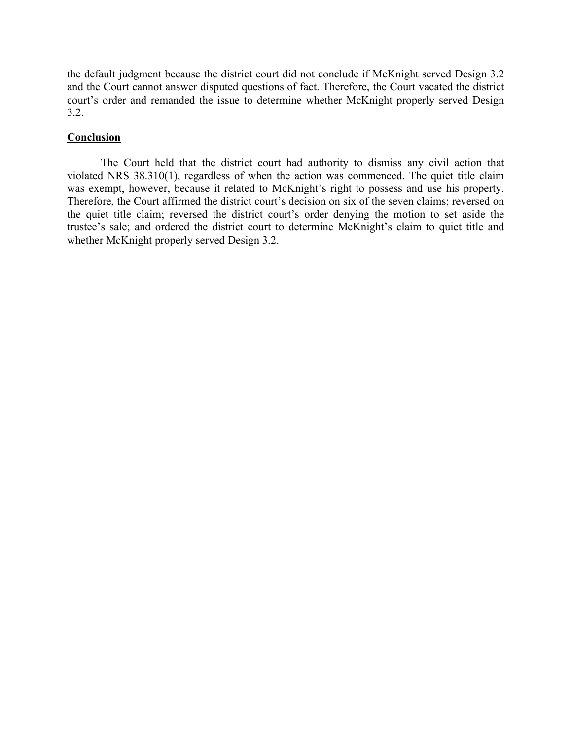the default judgment because the district court did not conclude if McKnight served Design 3.2 and the Court cannot answer disputed questions of fact. Therefore, the Court vacated the district court's order and remanded the issue to determine whether McKnight properly served Design 3.2.

## **Conclusion**

The Court held that the district court had authority to dismiss any civil action that violated NRS 38.310(1), regardless of when the action was commenced. The quiet title claim was exempt, however, because it related to McKnight's right to possess and use his property. Therefore, the Court affirmed the district court's decision on six of the seven claims; reversed on the quiet title claim; reversed the district court's order denying the motion to set aside the trustee's sale; and ordered the district court to determine McKnight's claim to quiet title and whether McKnight properly served Design 3.2.